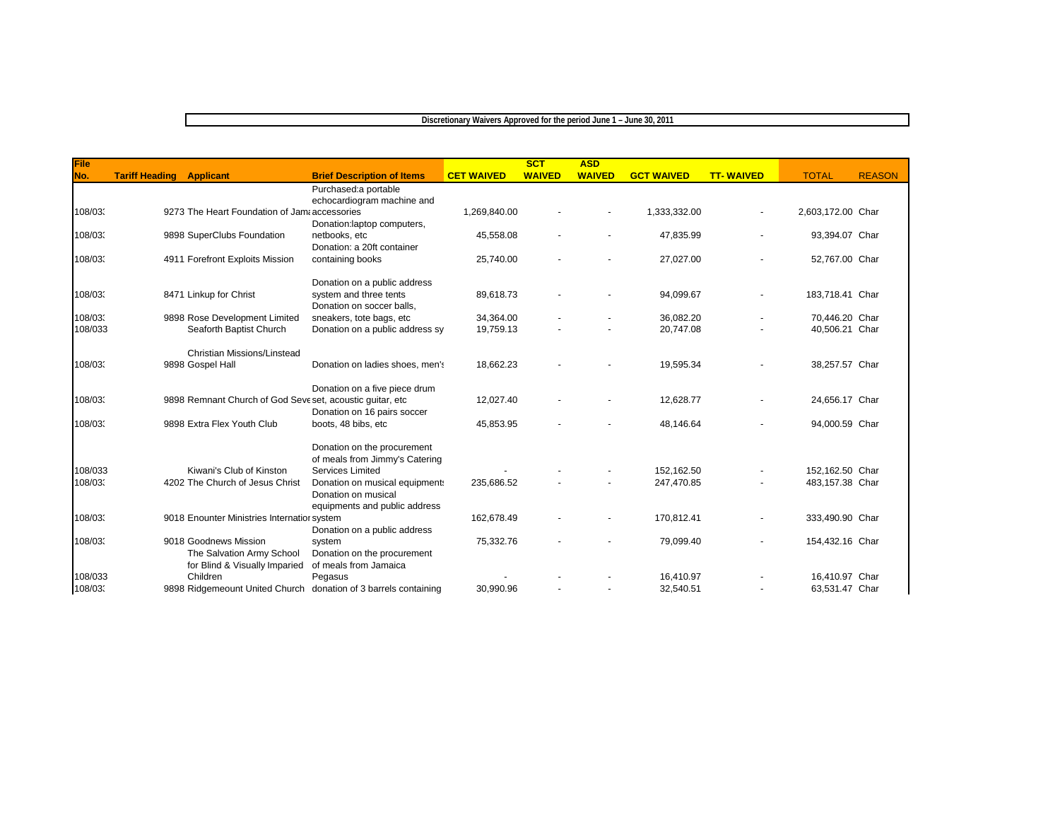**Discretionary Waivers Approved for the period June 1 – June 30, 2011**

| File No. | Tariff Heading | Applicant | Brief Description of Items | CET WAIVED | SCT WAIVED | ASD WAIVED | GCT WAIVED | TT- WAIVED | TOTAL | REASON |
|---|---|---|---|---|---|---|---|---|---|---|
| 108/03: | 9273 | The Heart Foundation of Jama | Purchased:a portable echocardiogram machine and accessories | 1,269,840.00 | - | - | 1,333,332.00 | - | 2,603,172.00 | Char |
| 108/03: | 9898 | SuperClubs Foundation | Donation:laptop computers, netbooks, etc | 45,558.08 | - | - | 47,835.99 | - | 93,394.07 | Char |
| 108/03: | 4911 | Forefront Exploits Mission | Donation: a 20ft container containing books | 25,740.00 | - | - | 27,027.00 | - | 52,767.00 | Char |
| 108/03: | 8471 | Linkup for Christ | Donation on a public address system and three tents | 89,618.73 | - | - | 94,099.67 | - | 183,718.41 | Char |
| 108/03: | 9898 | Rose Development Limited | Donation on soccer balls, sneakers, tote bags, etc | 34,364.00 | - | - | 36,082.20 | - | 70,446.20 | Char |
| 108/033 | | Seaforth Baptist Church | Donation on a public address sy | 19,759.13 | - | - | 20,747.08 | - | 40,506.21 | Char |
| 108/03: | 9898 | Christian Missions/Linstead Gospel Hall | Donation on ladies shoes, men's | 18,662.23 | - | - | 19,595.34 | - | 38,257.57 | Char |
| 108/03: | 9898 | Remnant Church of God Seve | Donation on a five piece drum set, acoustic guitar, etc | 12,027.40 | - | - | 12,628.77 | - | 24,656.17 | Char |
| 108/03: | 9898 | Extra Flex Youth Club | Donation on 16 pairs soccer boots, 48 bibs, etc | 45,853.95 | - | - | 48,146.64 | - | 94,000.59 | Char |
| 108/033 | | Kiwani's Club of Kinston | Donation on the procurement of meals from Jimmy's Catering Services Limited | - | - | - | 152,162.50 | - | 152,162.50 | Char |
| 108/03: | 4202 | The Church of Jesus Christ | Donation on musical equipments | 235,686.52 | - | - | 247,470.85 | - | 483,157.38 | Char |
| 108/03: | 9018 | Enounter Ministries Internatior | Donation on musical equipments and public address system | 162,678.49 | - | - | 170,812.41 | - | 333,490.90 | Char |
| 108/03: | 9018 | Goodnews Mission | Donation on a public address system | 75,332.76 | - | - | 79,099.40 | - | 154,432.16 | Char |
| 108/033 | | The Salvation Army School for Blind & Visually Imparied Children | Donation on the procurement of meals from Jamaica Pegasus | - | - | - | 16,410.97 | - | 16,410.97 | Char |
| 108/03: | 9898 | Ridgemeount United Church | donation of 3 barrels containing | 30,990.96 | - | - | 32,540.51 | - | 63,531.47 | Char |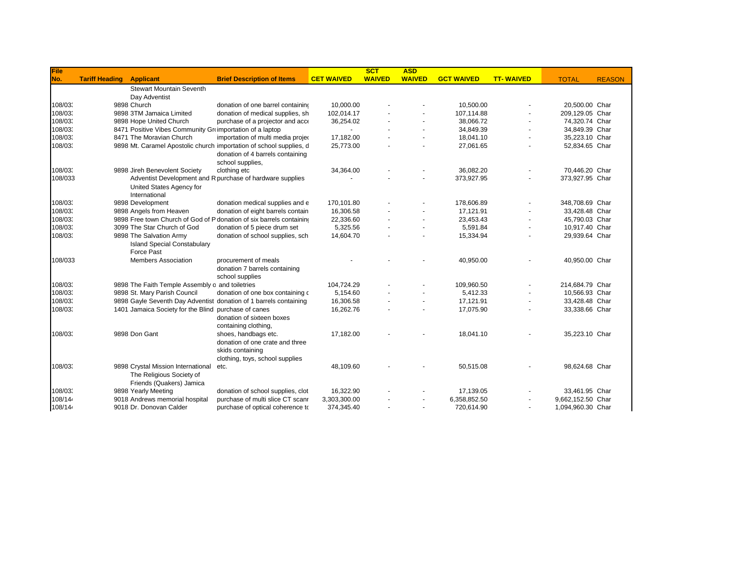| File No. | Tariff Heading | Applicant | Brief Description of Items | CET WAIVED | SCT WAIVED | ASD WAIVED | GCT WAIVED | TT- WAIVED | TOTAL | REASON |
|---|---|---|---|---|---|---|---|---|---|---|
| 108/03: | 9898 | Stewart Mountain Seventh Day Adventist Church | donation of one barrel containin | 10,000.00 | - | - | 10,500.00 | - | 20,500.00 | Char |
| 108/03: | 9898 | 3TM Jamaica Limited | donation of medical supplies, sh | 102,014.17 | - | - | 107,114.88 | - | 209,129.05 | Char |
| 108/03: | 9898 | Hope United Church | purchase of a projector and acc | 36,254.02 | - | - | 38,066.72 | - | 74,320.74 | Char |
| 108/03: | 8471 | Positive Vibes Community Gr | importation of a laptop | - | - | - | 34,849.39 | - | 34,849.39 | Char |
| 108/03: | 8471 | The Moravian Church | importation of multi media proje | 17,182.00 | - | - | 18,041.10 | - | 35,223.10 | Char |
| 108/03: | 9898 | Mt. Caramel Apostolic church | importation of school supplies, d | 25,773.00 | - | - | 27,061.65 | - | 52,834.65 | Char |
| 108/03: | 9898 | Jireh Benevolent Society | donation of 4 barrels containing school supplies, clothing etc | 34,364.00 | - | - | 36,082.20 | - | 70,446.20 | Char |
| 108/033 | | Adventist Development and R | purchase of hardware supplies | - | - | - | 373,927.95 | - | 373,927.95 | Char |
| 108/03: | 9898 | United States Agency for International Development | donation medical supplies and e | 170,101.80 | - | - | 178,606.89 | - | 348,708.69 | Char |
| 108/03: | 9898 | Angels from Heaven | donation of eight barrels contain | 16,306.58 | - | - | 17,121.91 | - | 33,428.48 | Char |
| 108/03: | 9898 | Free town Church of God of P | donation of six barrels containin | 22,336.60 | - | - | 23,453.43 | - | 45,790.03 | Char |
| 108/03: | 3099 | The Star Church of God | donation of 5 piece drum set | 5,325.56 | - | - | 5,591.84 | - | 10,917.40 | Char |
| 108/03: | 9898 | The Salvation Army | donation of school supplies, sch | 14,604.70 | - | - | 15,334.94 | - | 29,939.64 | Char |
| 108/033 | | Island Special Constabulary Force Past Members Association | procurement of meals | - | - | - | 40,950.00 | - | 40,950.00 | Char |
| 108/03: | 9898 | The Faith Temple Assembly o | donation 7 barrels containing school supplies and toiletries | 104,724.29 | - | - | 109,960.50 | - | 214,684.79 | Char |
| 108/03: | 9898 | St. Mary Parish Council | donation of one box containing c | 5,154.60 | - | - | 5,412.33 | - | 10,566.93 | Char |
| 108/03: | 9898 | Gayle Seventh Day Adventist | donation of 1 barrels containing | 16,306.58 | - | - | 17,121.91 | - | 33,428.48 | Char |
| 108/03: | 1401 | Jamaica Society for the Blind | purchase of canes | 16,262.76 | - | - | 17,075.90 | - | 33,338.66 | Char |
| 108/03: | 9898 | Don Gant | donation of sixteen boxes containing clothing, shoes, handbags etc. | 17,182.00 | - | - | 18,041.10 | - | 35,223.10 | Char |
| 108/03: | 9898 | Crystal Mission International | donation of one crate and three skids containing clothing, toys, school supplies etc. | 48,109.60 | - | - | 50,515.08 | - | 98,624.68 | Char |
| 108/03: | 9898 | The Religious Society of Friends (Quakers) Jamica Yearly Meeting | donation of school supplies, clot | 16,322.90 | - | - | 17,139.05 | - | 33,461.95 | Char |
| 108/14 | 9018 | Andrews memorial hospital | purchase of multi slice CT scanr | 3,303,300.00 | - | - | 6,358,852.50 | - | 9,662,152.50 | Char |
| 108/14 | 9018 | Dr. Donovan Calder | purchase of optical coherence tc | 374,345.40 | - | - | 720,614.90 | - | 1,094,960.30 | Char |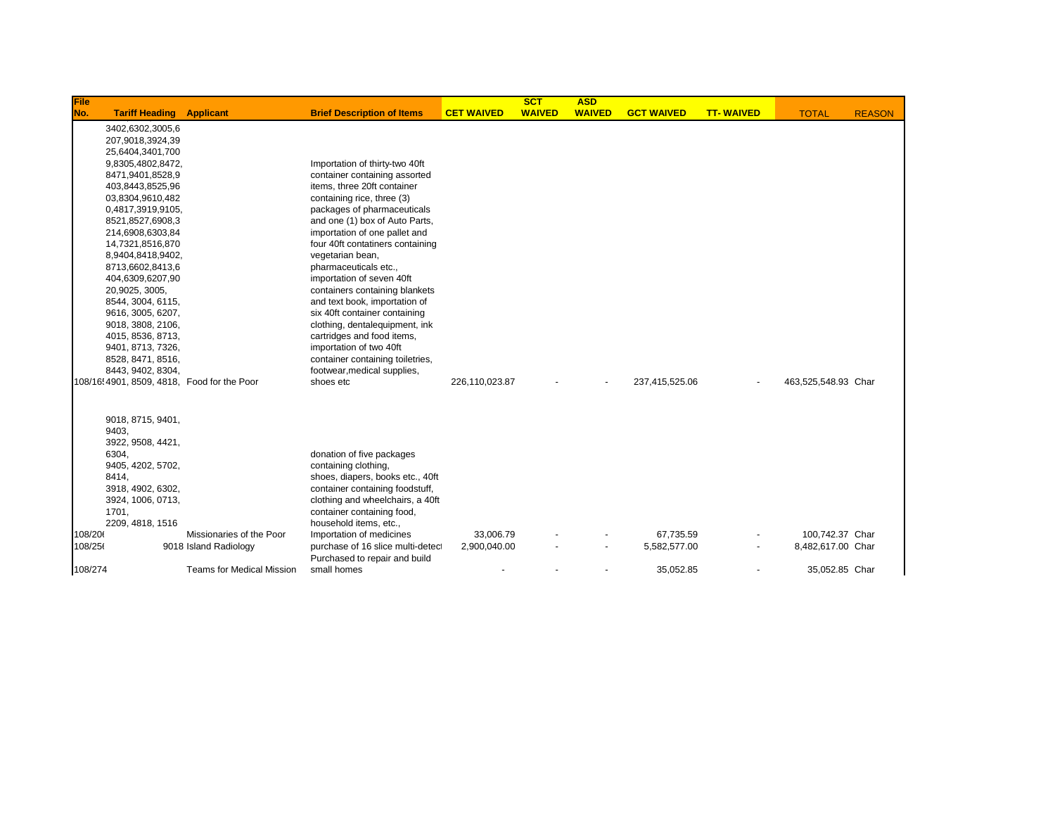| File No. | Tariff Heading | Applicant | Brief Description of Items | CET WAIVED | SCT WAIVED | ASD WAIVED | GCT WAIVED | TT- WAIVED | TOTAL | REASON |
|---|---|---|---|---|---|---|---|---|---|---|
| 108/16! | 3402,6302,3005,6 207,9018,3924,39 25,6404,3401,700 9,8305,4802,8472, 8471,9401,8528,9 403,8443,8525,96 03,8304,9610,482 0,4817,3919,9105, 8521,8527,6908,3 214,6908,6303,84 14,7321,8516,870 8,9404,8418,9402, 8713,6602,8413,6 404,6309,6207,90 20,9025, 3005, 8544, 3004, 6115, 9616, 3005, 6207, 9018, 3808, 2106, 4015, 8536, 8713, 9401, 8713, 7326, 8528, 8471, 8516, 8443, 9402, 8304, 4901, 8509, 4818, | Food for the Poor | Importation of thirty-two 40ft container containing assorted items, three 20ft container containing rice, three (3) packages of pharmaceuticals and one (1) box of Auto Parts, importation of one pallet and four 40ft contatiners containing vegetarian bean, pharmaceuticals etc., importation of seven 40ft containers containing blankets and text book, importation of six 40ft container containing clothing, dentalequipment, ink cartridges and food items, importation of two 40ft container containing toiletries, footwear,medical supplies, shoes etc | 226,110,023.87 | - | - | 237,415,525.06 | - | 463,525,548.93 | Char |
| 108/20( | 9018, 8715, 9401, 9403, 3922, 9508, 4421, 6304, 9405, 4202, 5702, 8414, 3918, 4902, 6302, 3924, 1006, 0713, 1701, 2209, 4818, 1516 | Missionaries of the Poor | donation of five packages containing clothing, shoes, diapers, books etc., 40ft container containing foodstuff, clothing and wheelchairs, a 40ft container containing food, household items, etc., Importation of medicines | 33,006.79 | - | - | 67,735.59 | - | 100,742.37 | Char |
| 108/25( | 9018 | Island Radiology | purchase of 16 slice multi-detect | 2,900,040.00 | - | - | 5,582,577.00 | - | 8,482,617.00 | Char |
| 108/274 | | Teams for Medical Mission | Purchased to repair and build small homes | - | - | - | 35,052.85 | - | 35,052.85 | Char |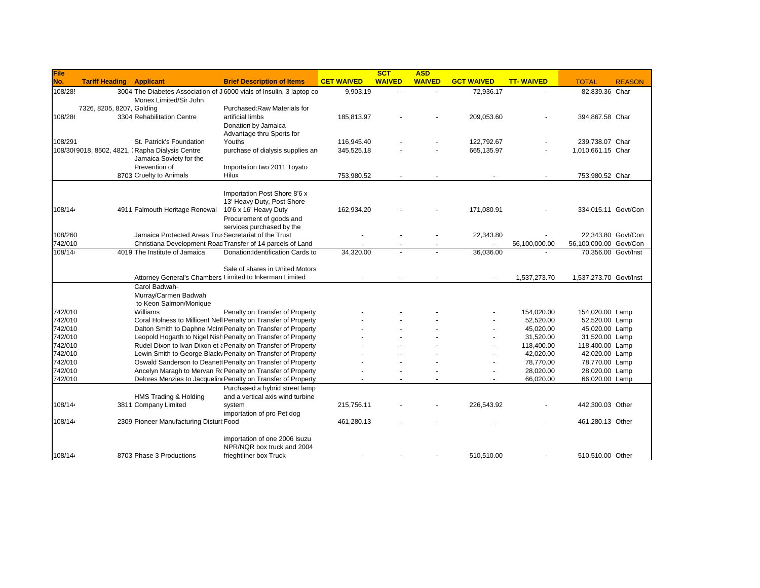| File No. | Tariff Heading | Applicant | Brief Description of Items | CET WAIVED | SCT WAIVED | ASD WAIVED | GCT WAIVED | TT- WAIVED | TOTAL | REASON |
|---|---|---|---|---|---|---|---|---|---|---|
| 108/28! | 3004 | The Diabetes Association of J | 6000 vials of Insulin, 3 laptop co | 9,903.19 | - | - | 72,936.17 | - | 82,839.36 | Char |
| 108/28( | 7326, 8205, 8207, 3304 | Monex Limited/Sir John Golding Rehabilitation Centre | Purchased:Raw Materials for artificial limbs | 185,813.97 | - | - | 209,053.60 | - | 394,867.58 | Char |
| 108/291 | | St. Patrick's Foundation | Donation by Jamaica Advantage thru Sports for Youths | 116,945.40 | - | - | 122,792.67 | - | 239,738.07 | Char |
| 108/30( | 9018, 8502, 4821, : | Rapha Dialysis Centre | purchase of dialysis supplies an | 345,525.18 | - | - | 665,135.97 | - | 1,010,661.15 | Char |
| | 8703 | Jamaica Soviety for the Prevention of Cruelty to Animals | Importation two 2011 Toyato Hilux | 753,980.52 | - | - | - | - | 753,980.52 | Char |
| 108/14 | 4911 | Falmouth Heritage Renewal | Importation Post Shore 8'6 x 13' Heavy Duty, Post Shore 10'6 x 16' Heavy Duty | 162,934.20 | - | - | 171,080.91 | - | 334,015.11 | Govt/Con |
| 108/260 | | Jamaica Protected Areas Trus | Procurement of goods and services purchased by the Secretariat of the Trust | - | - | - | 22,343.80 | - | 22,343.80 | Govt/Con |
| 742/010 | | Christiana Development Road | Transfer of 14 parcels of Land | - | - | - | - | 56,100,000.00 | 56,100,000.00 | Govt/Con |
| 108/14 | 4019 | The Institute of Jamaica | Donation:Identification Cards to | 34,320.00 | - | - | 36,036.00 | - | 70,356.00 | Govt/Inst |
| | | Attorney General's Chambers | Sale of shares in United Motors Limited to Inkerman Limited | - | - | - | - | 1,537,273.70 | 1,537,273.70 | Govt/Inst |
| 742/010 | | Carol Badwah-Murray/Carmen Badwah to Keon Salmon/Monique Williams | Penalty on Transfer of Property | - | - | - | - | 154,020.00 | 154,020.00 | Lamp |
| 742/010 | | Coral Holness to Millicent Nell | Penalty on Transfer of Property | - | - | - | - | 52,520.00 | 52,520.00 | Lamp |
| 742/010 | | Dalton Smith to Daphne McInt | Penalty on Transfer of Property | - | - | - | - | 45,020.00 | 45,020.00 | Lamp |
| 742/010 | | Leopold Hogarth to Nigel Nish | Penalty on Transfer of Property | - | - | - | - | 31,520.00 | 31,520.00 | Lamp |
| 742/010 | | Rudel Dixon to Ivan Dixon et a | Penalty on Transfer of Property | - | - | - | - | 118,400.00 | 118,400.00 | Lamp |
| 742/010 | | Lewin Smith to George Black | Penalty on Transfer of Property | - | - | - | - | 42,020.00 | 42,020.00 | Lamp |
| 742/010 | | Oswald Sanderson to Deanett | Penalty on Transfer of Property | - | - | - | - | 78,770.00 | 78,770.00 | Lamp |
| 742/010 | | Ancelyn Maragh to Mervan Ro | Penalty on Transfer of Property | - | - | - | - | 28,020.00 | 28,020.00 | Lamp |
| 742/010 | | Delores Menzies to Jacquelin | Penalty on Transfer of Property | - | - | - | - | 66,020.00 | 66,020.00 | Lamp |
| 108/14 | 3811 | HMS Trading & Holding Company Limited | Purchased a hybrid street lamp and a vertical axis wind turbine system | 215,756.11 | - | - | 226,543.92 | - | 442,300.03 | Other |
| 108/14 | 2309 | Pioneer Manufacturing Distur | importation of pro Pet dog Food | 461,280.13 | - | - | - | - | 461,280.13 | Other |
| 108/14 | 8703 | Phase 3 Productions | importation of one 2006 Isuzu NPR/NQR box truck and 2004 frieghtliner box Truck | - | - | - | 510,510.00 | - | 510,510.00 | Other |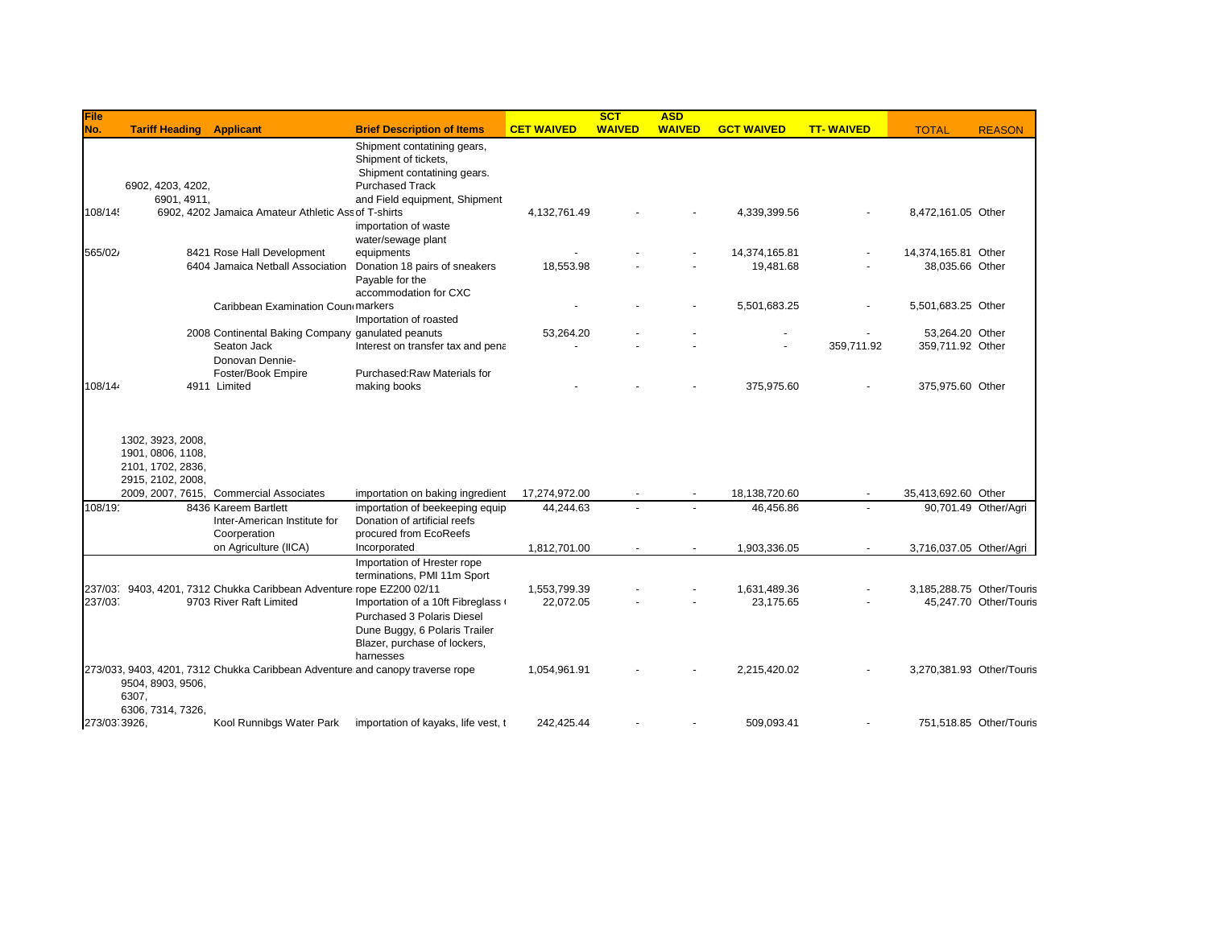| File No. | Tariff Heading | Applicant | Brief Description of Items | CET WAIVED | SCT WAIVED | ASD WAIVED | GCT WAIVED | TT- WAIVED | TOTAL | REASON |
|---|---|---|---|---|---|---|---|---|---|---|
| 108/14! | 6902, 4203, 4202, 6901, 4911, 6902, 4202 | Jamaica Amateur Athletic Ass | Shipment contatining gears, Shipment of tickets, Shipment contatining gears. Purchased Track and Field equipment, Shipment of T-shirts | 4,132,761.49 | - | - | 4,339,399.56 | - | 8,472,161.05 | Other |
| 565/02/ | 8421 | Rose Hall Development | importation of waste water/sewage plant equipments | - | - | - | 14,374,165.81 | - | 14,374,165.81 | Other |
| | 6404 | Jamaica Netball Association | Donation 18 pairs of sneakers | 18,553.98 | - | - | 19,481.68 | - | 38,035.66 | Other |
| | | Caribbean Examination Coun | Payable for the accommodation for CXC markers | - | - | - | 5,501,683.25 | - | 5,501,683.25 | Other |
| | 2008 | Continental Baking Company | Importation of roasted ganulated peanuts | 53,264.20 | - | - | - | - | 53,264.20 | Other |
| | | Seaton Jack | Interest on transfer tax and pena | - | - | - | - | 359,711.92 | 359,711.92 | Other |
| 108/14 | 4911 | Donovan Dennie-Foster/Book Empire Limited | Purchased:Raw Materials for making books | - | - | - | 375,975.60 | - | 375,975.60 | Other |
| | 1302, 3923, 2008, 1901, 0806, 1108, 2101, 1702, 2836, 2915, 2102, 2008, 2009, 2007, 7615, | Commercial Associates | importation on baking ingredient | 17,274,972.00 | - | - | 18,138,720.60 | - | 35,413,692.60 | Other |
| 108/19 | 8436 | Kareem Bartlett | importation of beekeeping equip | 44,244.63 | - | - | 46,456.86 | - | 90,701.49 | Other/Agri |
| | | Inter-American Institute for Coorperation on Agriculture (IICA) | Donation of artificial reefs procured from EcoReefs Incorporated | 1,812,701.00 | - | - | 1,903,336.05 | - | 3,716,037.05 | Other/Agri |
| 237/03 | 9403, 4201, 7312 | Chukka Caribbean Adventure | Importation of Hrester rope terminations, PMI 11m Sport rope EZ200 02/11 | 1,553,799.39 | - | - | 1,631,489.36 | - | 3,185,288.75 | Other/Touris |
| 237/03 | 9703 | River Raft Limited | Importation of a 10ft Fibreglass | 22,072.05 | - | - | 23,175.65 | - | 45,247.70 | Other/Touris |
| 273/033 | 9403, 4201, 7312 | Chukka Caribbean Adventure | Purchased 3 Polaris Diesel Dune Buggy, 6 Polaris Trailer Blazer, purchase of lockers, harnesses and canopy traverse rope | 1,054,961.91 | - | - | 2,215,420.02 | - | 3,270,381.93 | Other/Touris |
| 273/03 | 9504, 8903, 9506, 6307, 6306, 7314, 7326, 3926, | Kool Runnibgs Water Park | importation of kayaks, life vest, t | 242,425.44 | - | - | 509,093.41 | - | 751,518.85 | Other/Touris |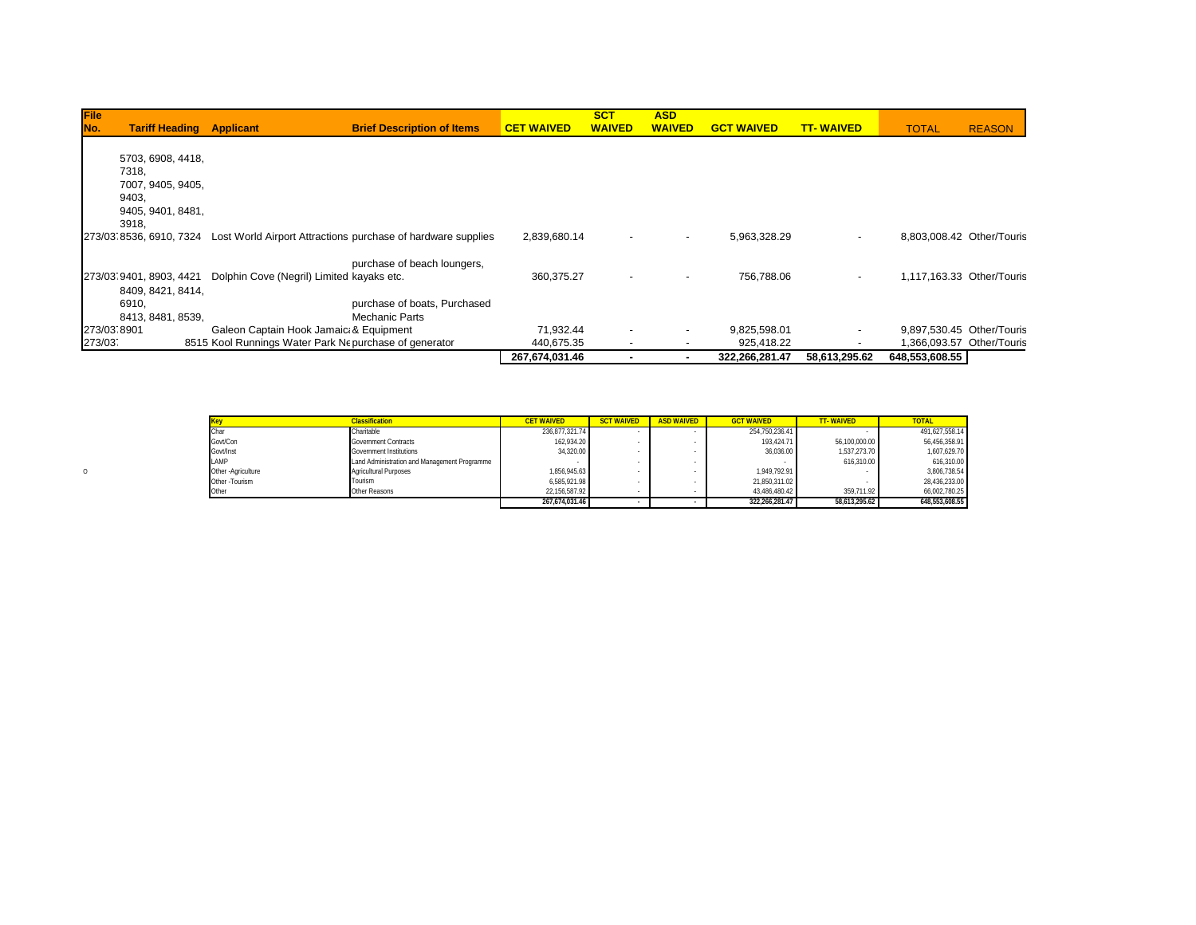| File No. | Tariff Heading | Applicant | Brief Description of Items | CET WAIVED | SCT WAIVED | ASD WAIVED | GCT WAIVED | TT- WAIVED | TOTAL | REASON |
|---|---|---|---|---|---|---|---|---|---|---|
| 273/03 | 5703, 6908, 4418, 7318, 7007, 9405, 9405, 9403, 9405, 9401, 8481, 3918, 8536, 6910, 7324 | Lost World Airport Attractions | purchase of hardware supplies | 2,839,680.14 | - | - | 5,963,328.29 | - | 8,803,008.42 | Other/Touris |
| 273/03 | 9401, 8903, 4421 | Dolphin Cove (Negril) Limited | purchase of beach loungers, kayaks etc. | 360,375.27 | - | - | 756,788.06 | - | 1,117,163.33 | Other/Touris |
| 273/03 | 8409, 8421, 8414, 6910, 8413, 8481, 8539, 8901 | Galeon Captain Hook Jamaica | purchase of boats, Purchased & Equipment Mechanic Parts | 71,932.44 | - | - | 9,825,598.01 | - | 9,897,530.45 | Other/Touris |
| 273/03 | 8515 | Kool Runnings Water Park Ne | purchase of generator | 440,675.35 | - | - | 925,418.22 | - | 1,366,093.57 | Other/Touris |
| | | | | 267,674,031.46 | - | - | 322,266,281.47 | 58,613,295.62 | 648,553,608.55 | |

| Key | Classification | CET WAIVED | SCT WAIVED | ASD WAIVED | GCT WAIVED | TT- WAIVED | TOTAL |
|---|---|---|---|---|---|---|---|
| Char | Charitable | 236,877,321.74 | - | - | 254,750,236.41 | - | 491,627,558.14 |
| Govt/Con | Government Contracts | 162,934.20 | - | - | 193,424.71 | 56,100,000.00 | 56,456,358.91 |
| Govt/Inst | Government Institutions | 34,320.00 | - | - | 36,036.00 | 1,537,273.70 | 1,607,629.70 |
| LAMP | Land Administration and Management Programme | - | - | - | - | 616,310.00 | 616,310.00 |
| Other -Agriculture | Agricultural Purposes | 1,856,945.63 | - | - | 1,949,792.91 | - | 3,806,738.54 |
| Other -Tourism | Tourism | 6,585,921.98 | - | - | 21,850,311.02 | - | 28,436,233.00 |
| Other | Other Reasons | 22,156,587.92 | - | - | 43,486,480.42 | 359,711.92 | 66,002,780.25 |
| | | 267,674,031.46 | - | - | 322,266,281.47 | 58,613,295.62 | 648,553,608.55 |